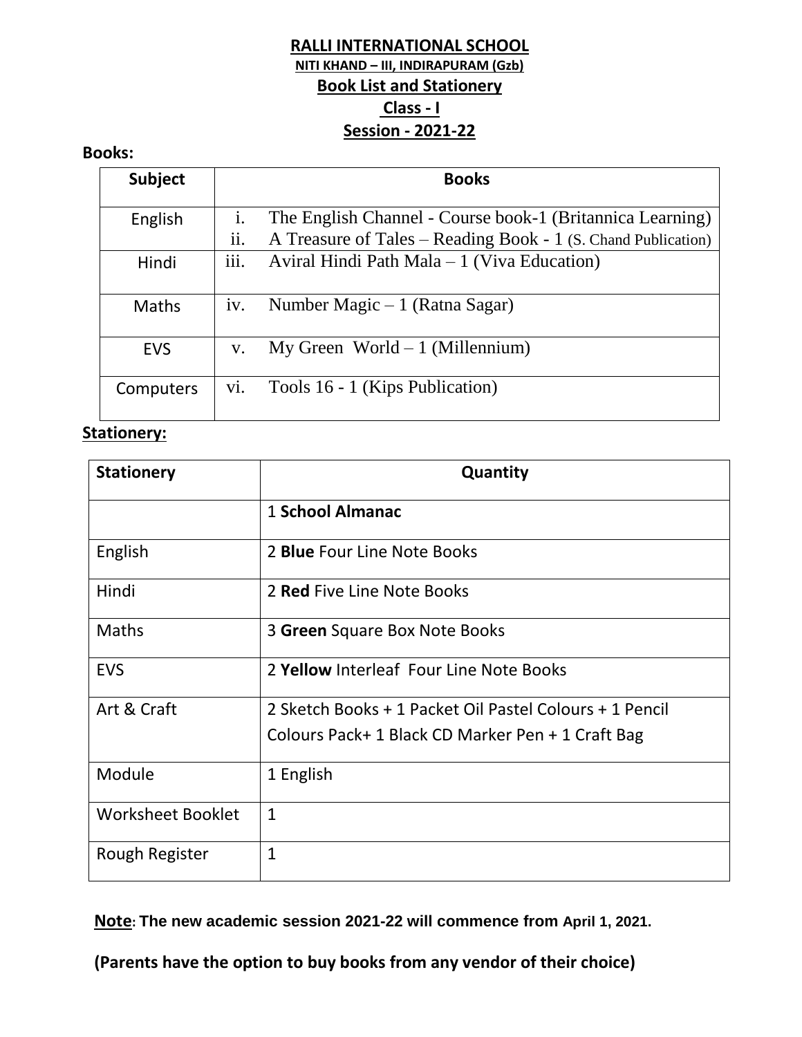# RALLI INTERNATIONAL SCHOOL

## NITI KHAND – III, INDIRAPURAM (Gzb)

## Book List and Stationery

## Class - I

## Session - 2021-22

**Books:**

| Subject | Books |
|---|---|
| English | i. The English Channel - Course book-1 (Britannica Learning)<br>ii. A Treasure of Tales – Reading Book - 1 (S. Chand Publication) |
| Hindi | iii. Aviral Hindi Path Mala – 1 (Viva Education) |
| Maths | iv. Number Magic – 1 (Ratna Sagar) |
| EVS | v. My Green World – 1 (Millennium) |
| Computers | vi. Tools 16 - 1 (Kips Publication) |

**Stationery:**

| Stationery | Quantity |
|---|---|
| | 1 **School Almanac** |
| English | 2 **Blue** Four Line Note Books |
| Hindi | 2 **Red** Five Line Note Books |
| Maths | 3 **Green** Square Box Note Books |
| EVS | 2 **Yellow** Interleaf Four Line Note Books |
| Art & Craft | 2 Sketch Books + 1 Packet Oil Pastel Colours + 1 Pencil Colours Pack+ 1 Black CD Marker Pen + 1 Craft Bag |
| Module | 1 English |
| Worksheet Booklet | 1 |
| Rough Register | 1 |

**Note: The new academic session 2021-22 will commence from April 1, 2021.**

**(Parents have the option to buy books from any vendor of their choice)**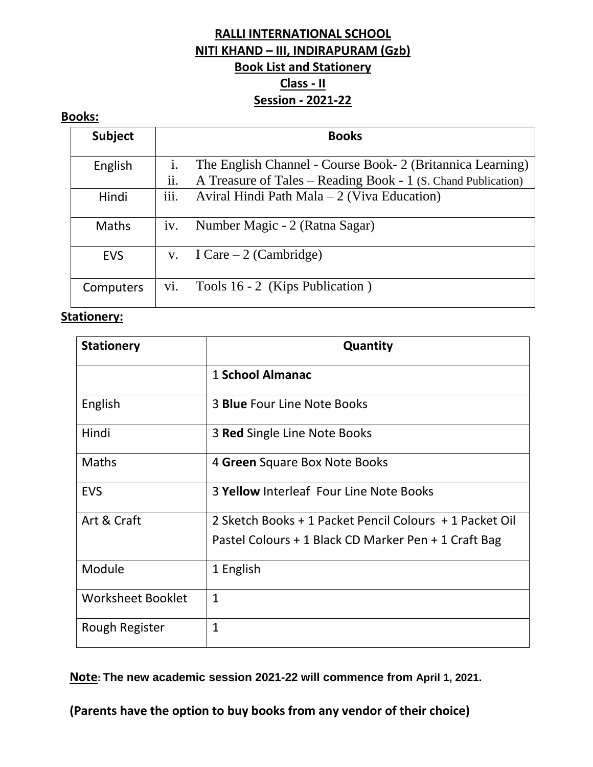# RALLI INTERNATIONAL SCHOOL
## NITI KHAND – III, INDIRAPURAM (Gzb)
## Book List and Stationery
## Class - II
## Session - 2021-22

**Books:**

| Subject | Books |
|---|---|
| English | i. The English Channel - Course Book- 2 (Britannica Learning)<br>ii. A Treasure of Tales – Reading Book - 1 (S. Chand Publication) |
| Hindi | iii. Aviral Hindi Path Mala – 2 (Viva Education) |
| Maths | iv. Number Magic - 2 (Ratna Sagar) |
| EVS | v. I Care – 2 (Cambridge) |
| Computers | vi. Tools 16 - 2 (Kips Publication ) |

**Stationery:**

| Stationery | Quantity |
|---|---|
| | 1 **School Almanac** |
| English | 3 **Blue** Four Line Note Books |
| Hindi | 3 **Red** Single Line Note Books |
| Maths | 4 **Green** Square Box Note Books |
| EVS | 3 **Yellow** Interleaf Four Line Note Books |
| Art & Craft | 2 Sketch Books + 1 Packet Pencil Colours + 1 Packet Oil Pastel Colours + 1 Black CD Marker Pen + 1 Craft Bag |
| Module | 1 English |
| Worksheet Booklet | 1 |
| Rough Register | 1 |

**Note: The new academic session 2021-22 will commence from April 1, 2021.**

**(Parents have the option to buy books from any vendor of their choice)**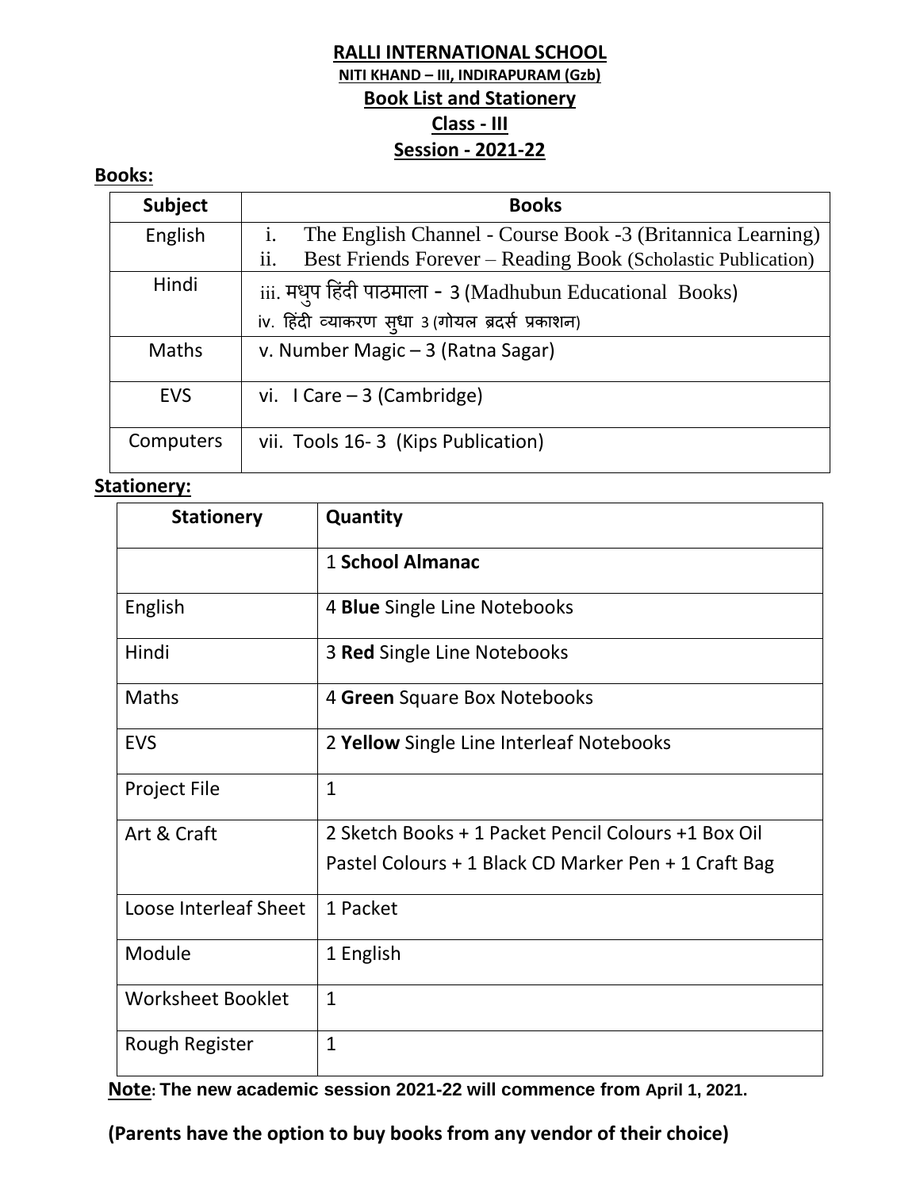# RALLI INTERNATIONAL SCHOOL

## NITI KHAND – III, INDIRAPURAM (Gzb)

## Book List and Stationery

## Class - III

## Session - 2021-22

**Books:**

| Subject | Books |
|---|---|
| English | i. The English Channel - Course Book -3 (Britannica Learning)<br>ii. Best Friends Forever – Reading Book (Scholastic Publication) |
| Hindi | iii. मधुप हिंदी पाठमाला - 3 (Madhubun Educational Books)<br>iv. हिंदी व्याकरण सुधा 3 (गोयल ब्रदर्स प्रकाशन) |
| Maths | v. Number Magic – 3 (Ratna Sagar) |
| EVS | vi. I Care – 3 (Cambridge) |
| Computers | vii. Tools 16- 3 (Kips Publication) |

**Stationery:**

| Stationery | Quantity |
|---|---|
| | 1 **School Almanac** |
| English | 4 **Blue** Single Line Notebooks |
| Hindi | 3 **Red** Single Line Notebooks |
| Maths | 4 **Green** Square Box Notebooks |
| EVS | 2 **Yellow** Single Line Interleaf Notebooks |
| Project File | 1 |
| Art & Craft | 2 Sketch Books + 1 Packet Pencil Colours +1 Box Oil Pastel Colours + 1 Black CD Marker Pen + 1 Craft Bag |
| Loose Interleaf Sheet | 1 Packet |
| Module | 1 English |
| Worksheet Booklet | 1 |
| Rough Register | 1 |

**Note: The new academic session 2021-22 will commence from April 1, 2021.**

**(Parents have the option to buy books from any vendor of their choice)**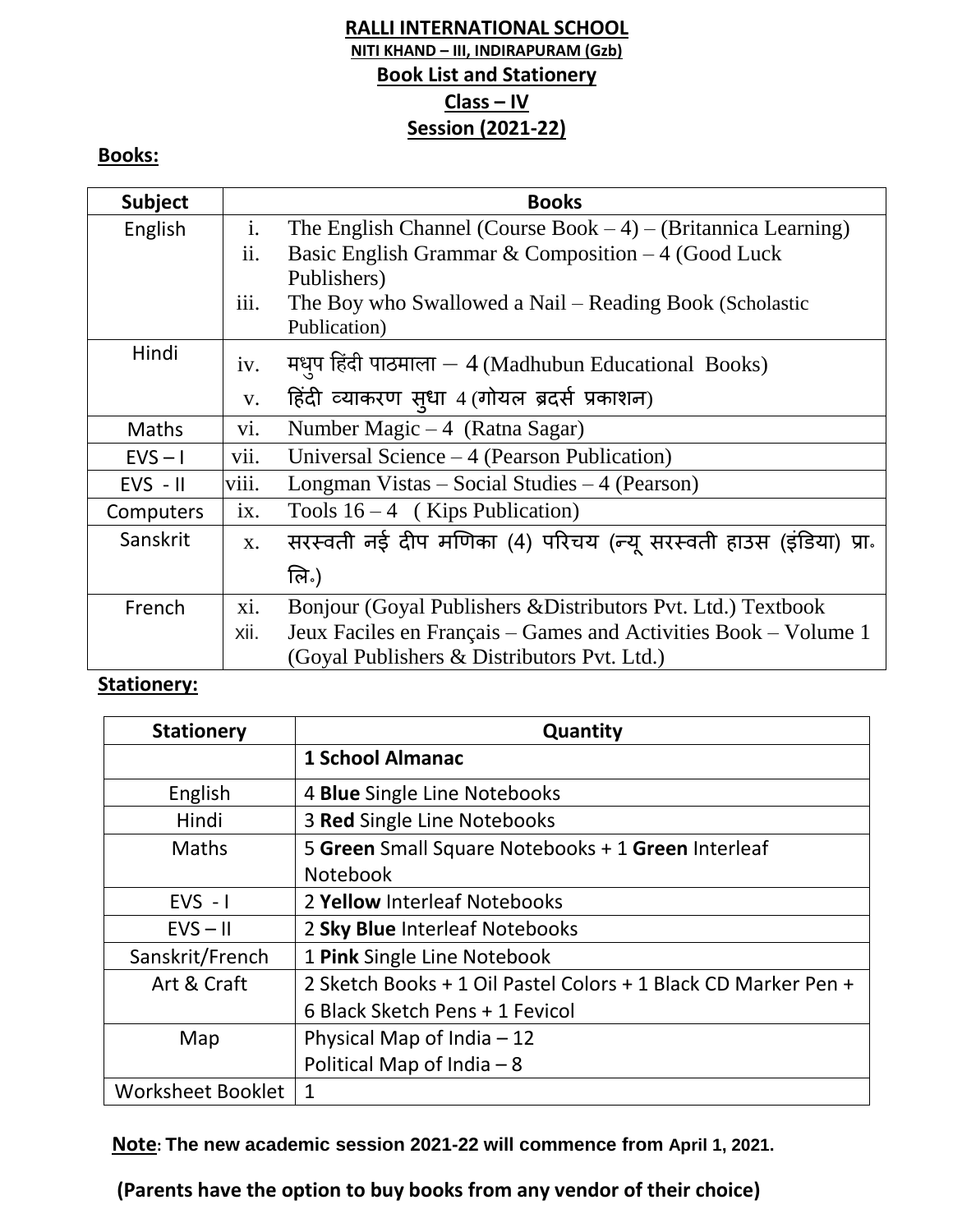# RALLI INTERNATIONAL SCHOOL

**NITI KHAND – III, INDIRAPURAM (Gzb)**

## Book List and Stationery

## Class – IV

## Session (2021-22)

**Books:**

| Subject | Books |
|---|---|
| English | i. The English Channel (Course Book – 4) – (Britannica Learning)<br>ii. Basic English Grammar & Composition – 4 (Good Luck Publishers)<br>iii. The Boy who Swallowed a Nail – Reading Book (Scholastic Publication) |
| Hindi | iv. मधुप हिंदी पाठमाला – 4 (Madhubun Educational Books)<br>v. हिंदी व्याकरण सुधा 4 (गोयल ब्रदर्स प्रकाशन) |
| Maths | vi. Number Magic – 4 (Ratna Sagar) |
| EVS – I | vii. Universal Science – 4 (Pearson Publication) |
| EVS - II | viii. Longman Vistas – Social Studies – 4 (Pearson) |
| Computers | ix. Tools 16 – 4 ( Kips Publication) |
| Sanskrit | x. सरस्वती नई दीप मणिका (4) परिचय (न्यू सरस्वती हाउस (इंडिया) प्रा॰ लि॰) |
| French | xi. Bonjour (Goyal Publishers &Distributors Pvt. Ltd.) Textbook<br>xii. Jeux Faciles en Français – Games and Activities Book – Volume 1 (Goyal Publishers & Distributors Pvt. Ltd.) |

**Stationery:**

| Stationery | Quantity |
|---|---|
| | **1 School Almanac** |
| English | 4 **Blue** Single Line Notebooks |
| Hindi | 3 **Red** Single Line Notebooks |
| Maths | 5 **Green** Small Square Notebooks + 1 **Green** Interleaf Notebook |
| EVS - I | 2 **Yellow** Interleaf Notebooks |
| EVS – II | 2 **Sky Blue** Interleaf Notebooks |
| Sanskrit/French | 1 **Pink** Single Line Notebook |
| Art & Craft | 2 Sketch Books + 1 Oil Pastel Colors + 1 Black CD Marker Pen + 6 Black Sketch Pens + 1 Fevicol |
| Map | Physical Map of India – 12<br>Political Map of India – 8 |
| Worksheet Booklet | 1 |

**Note: The new academic session 2021-22 will commence from April 1, 2021.**

**(Parents have the option to buy books from any vendor of their choice)**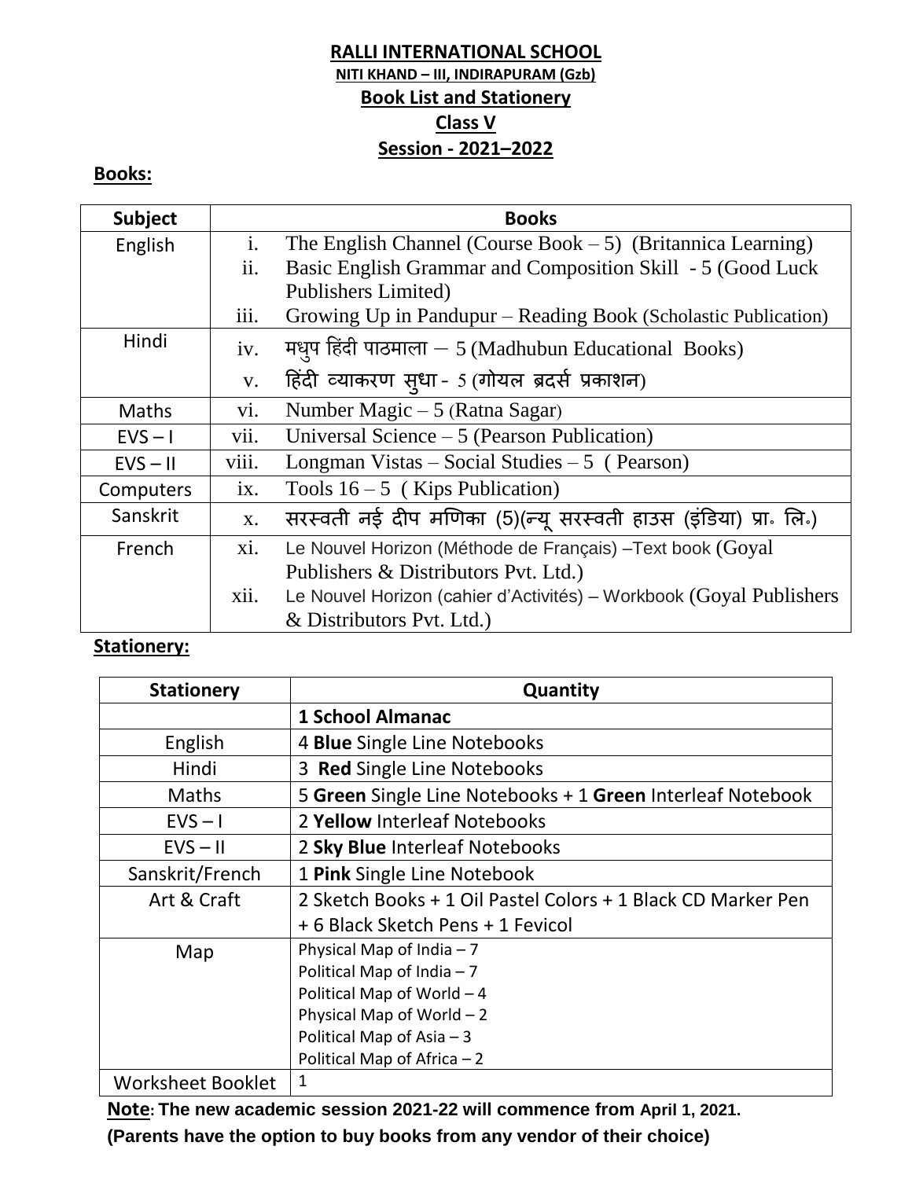# RALLI INTERNATIONAL SCHOOL

**NITI KHAND – III, INDIRAPURAM (Gzb)**

**Book List and Stationery**

**Class V**

**Session - 2021–2022**

**Books:**

| Subject | Books |
|---|---|
| English | i. The English Channel (Course Book – 5) (Britannica Learning)<br>ii. Basic English Grammar and Composition Skill - 5 (Good Luck Publishers Limited)<br>iii. Growing Up in Pandupur – Reading Book (Scholastic Publication) |
| Hindi | iv. मधुप हिंदी पाठमाला – 5 (Madhubun Educational Books)<br>v. हिंदी व्याकरण सुधा - 5 (गोयल ब्रदर्स प्रकाशन) |
| Maths | vi. Number Magic – 5 (Ratna Sagar) |
| EVS – I | vii. Universal Science – 5 (Pearson Publication) |
| EVS – II | viii. Longman Vistas – Social Studies – 5 ( Pearson) |
| Computers | ix. Tools 16 – 5 ( Kips Publication) |
| Sanskrit | x. सरस्वती नई दीप मणिका (5)(न्यू सरस्वती हाउस (इंडिया) प्रा० लि०) |
| French | xi. Le Nouvel Horizon (Méthode de Français) –Text book (Goyal Publishers & Distributors Pvt. Ltd.)<br>xii. Le Nouvel Horizon (cahier d'Activités) – Workbook (Goyal Publishers & Distributors Pvt. Ltd.) |

**Stationery:**

| Stationery | Quantity |
|---|---|
| | **1 School Almanac** |
| English | 4 **Blue** Single Line Notebooks |
| Hindi | 3 **Red** Single Line Notebooks |
| Maths | 5 **Green** Single Line Notebooks + 1 **Green** Interleaf Notebook |
| EVS – I | 2 **Yellow** Interleaf Notebooks |
| EVS – II | 2 **Sky Blue** Interleaf Notebooks |
| Sanskrit/French | 1 **Pink** Single Line Notebook |
| Art & Craft | 2 Sketch Books + 1 Oil Pastel Colors + 1 Black CD Marker Pen + 6 Black Sketch Pens + 1 Fevicol |
| Map | Physical Map of India – 7<br>Political Map of India – 7<br>Political Map of World – 4<br>Physical Map of World – 2<br>Political Map of Asia – 3<br>Political Map of Africa – 2 |
| Worksheet Booklet | 1 |

**Note: The new academic session 2021-22 will commence from April 1, 2021.**

**(Parents have the option to buy books from any vendor of their choice)**